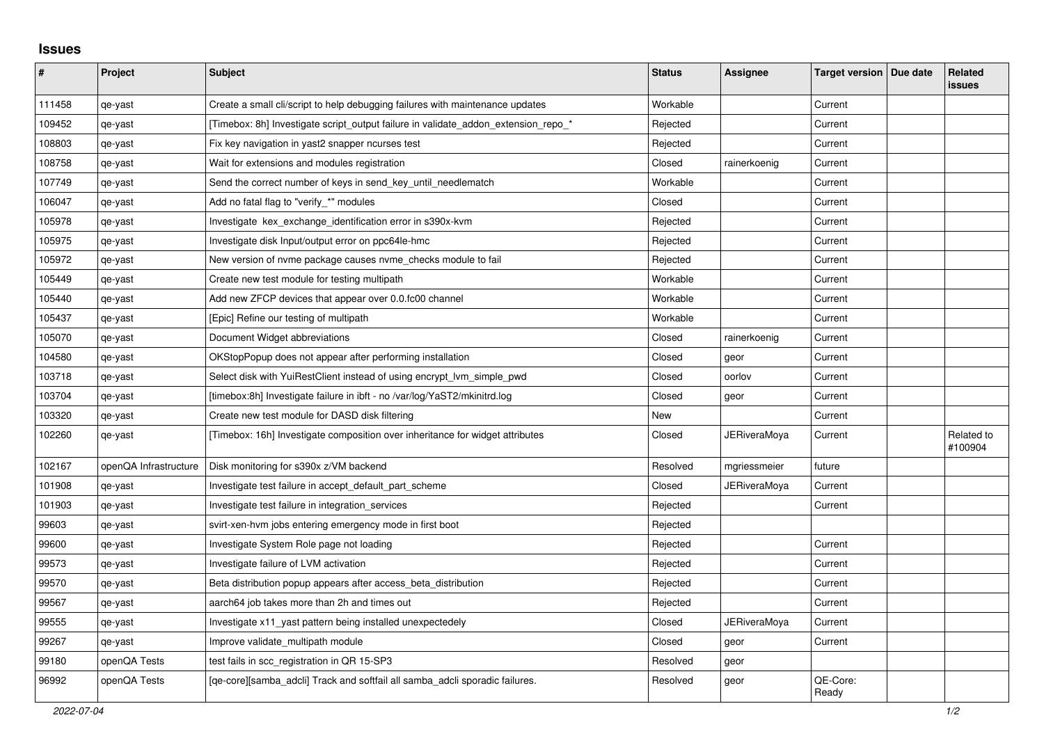# Issues

| # | Project | Subject | Status | Assignee | Target version | Due date | Related issues |
|---|---|---|---|---|---|---|---|
| 111458 | qe-yast | Create a small cli/script to help debugging failures with maintenance updates | Workable | | Current | | |
| 109452 | qe-yast | [Timebox: 8h] Investigate script_output failure in validate_addon_extension_repo_* | Rejected | | Current | | |
| 108803 | qe-yast | Fix key navigation in yast2 snapper ncurses test | Rejected | | Current | | |
| 108758 | qe-yast | Wait for extensions and modules registration | Closed | rainerkoenig | Current | | |
| 107749 | qe-yast | Send the correct number of keys in send_key_until_needlematch | Workable | | Current | | |
| 106047 | qe-yast | Add no fatal flag to "verify_*" modules | Closed | | Current | | |
| 105978 | qe-yast | Investigate kex_exchange_identification error in s390x-kvm | Rejected | | Current | | |
| 105975 | qe-yast | Investigate disk Input/output error on ppc64le-hmc | Rejected | | Current | | |
| 105972 | qe-yast | New version of nvme package causes nvme_checks module to fail | Rejected | | Current | | |
| 105449 | qe-yast | Create new test module for testing multipath | Workable | | Current | | |
| 105440 | qe-yast | Add new ZFCP devices that appear over 0.0.fc00 channel | Workable | | Current | | |
| 105437 | qe-yast | [Epic] Refine our testing of multipath | Workable | | Current | | |
| 105070 | qe-yast | Document Widget abbreviations | Closed | rainerkoenig | Current | | |
| 104580 | qe-yast | OKStopPopup does not appear after performing installation | Closed | geor | Current | | |
| 103718 | qe-yast | Select disk with YuiRestClient instead of using encrypt_lvm_simple_pwd | Closed | oorlov | Current | | |
| 103704 | qe-yast | [timebox:8h] Investigate failure in ibft - no /var/log/YaST2/mkinitrd.log | Closed | geor | Current | | |
| 103320 | qe-yast | Create new test module for DASD disk filtering | New | | Current | | |
| 102260 | qe-yast | [Timebox: 16h] Investigate composition over inheritance for widget attributes | Closed | JERiveraMoya | Current | | Related to #100904 |
| 102167 | openQA Infrastructure | Disk monitoring for s390x z/VM backend | Resolved | mgriessmeier | future | | |
| 101908 | qe-yast | Investigate test failure in accept_default_part_scheme | Closed | JERiveraMoya | Current | | |
| 101903 | qe-yast | Investigate test failure in integration_services | Rejected | | Current | | |
| 99603 | qe-yast | svirt-xen-hvm jobs entering emergency mode in first boot | Rejected | | | | |
| 99600 | qe-yast | Investigate System Role page not loading | Rejected | | Current | | |
| 99573 | qe-yast | Investigate failure of LVM activation | Rejected | | Current | | |
| 99570 | qe-yast | Beta distribution popup appears after access_beta_distribution | Rejected | | Current | | |
| 99567 | qe-yast | aarch64 job takes more than 2h and times out | Rejected | | Current | | |
| 99555 | qe-yast | Investigate x11_yast pattern being installed unexpectedely | Closed | JERiveraMoya | Current | | |
| 99267 | qe-yast | Improve validate_multipath module | Closed | geor | Current | | |
| 99180 | openQA Tests | test fails in scc_registration in QR 15-SP3 | Resolved | geor | | | |
| 96992 | openQA Tests | [qe-core][samba_adcli] Track and softfail all samba_adcli sporadic failures. | Resolved | geor | QE-Core: Ready | | |

*2022-07-04*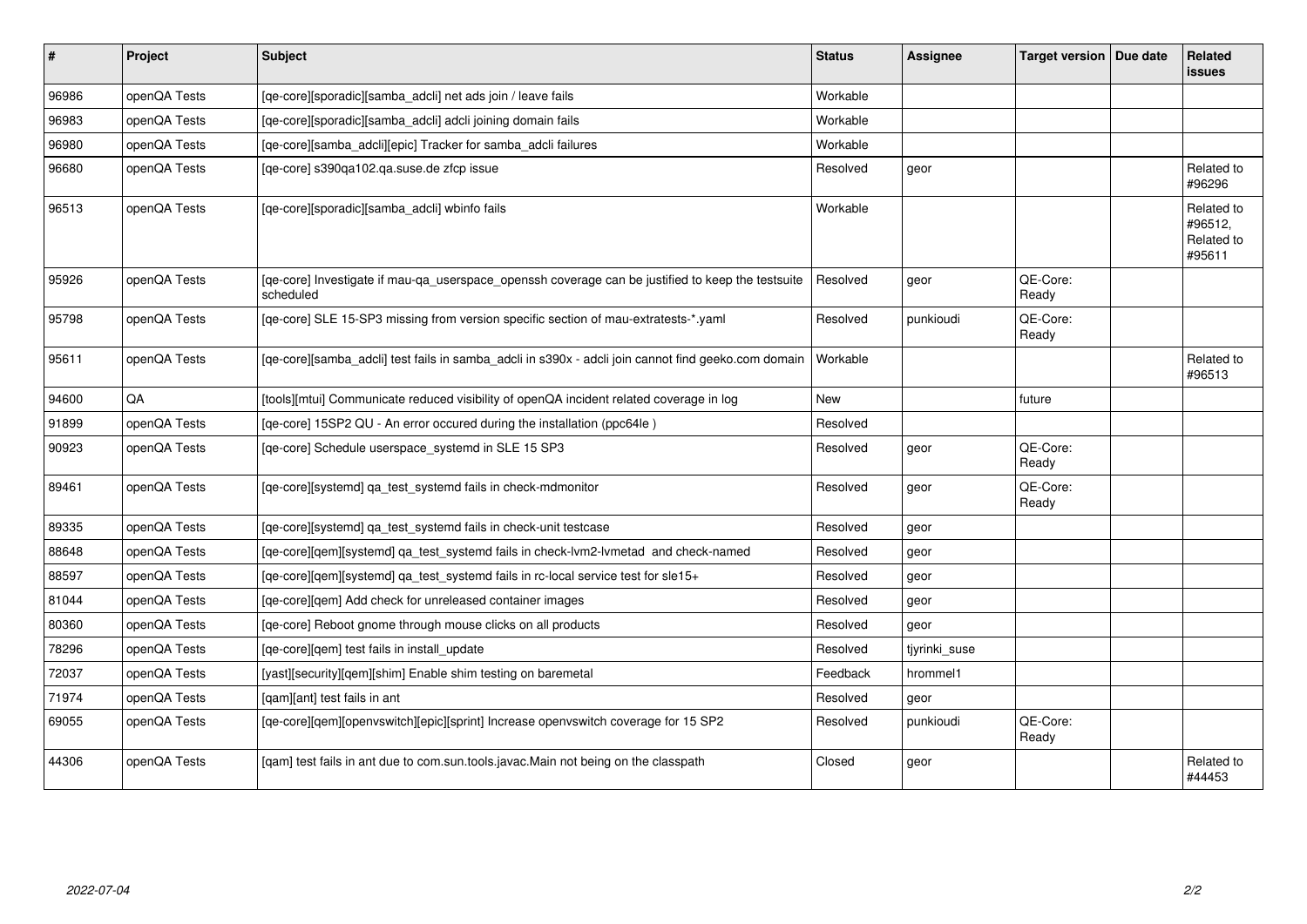| # | Project | Subject | Status | Assignee | Target version | Due date | Related issues |
|---|---|---|---|---|---|---|---|
| 96986 | openQA Tests | [qe-core][sporadic][samba_adcli] net ads join / leave fails | Workable | | | | |
| 96983 | openQA Tests | [qe-core][sporadic][samba_adcli] adcli joining domain fails | Workable | | | | |
| 96980 | openQA Tests | [qe-core][samba_adcli][epic] Tracker for samba_adcli failures | Workable | | | | |
| 96680 | openQA Tests | [qe-core] s390qa102.qa.suse.de zfcp issue | Resolved | geor | | | Related to #96296 |
| 96513 | openQA Tests | [qe-core][sporadic][samba_adcli] wbinfo fails | Workable | | | | Related to #96512, Related to #95611 |
| 95926 | openQA Tests | [qe-core] Investigate if mau-qa_userspace_openssh coverage can be justified to keep the testsuite scheduled | Resolved | geor | QE-Core: Ready | | |
| 95798 | openQA Tests | [qe-core] SLE 15-SP3 missing from version specific section of mau-extratests-*.yaml | Resolved | punkioudi | QE-Core: Ready | | |
| 95611 | openQA Tests | [qe-core][samba_adcli] test fails in samba_adcli in s390x - adcli join cannot find geeko.com domain | Workable | | | | Related to #96513 |
| 94600 | QA | [tools][mtui] Communicate reduced visibility of openQA incident related coverage in log | New | | future | | |
| 91899 | openQA Tests | [qe-core] 15SP2 QU - An error occured during the installation (ppc64le ) | Resolved | | | | |
| 90923 | openQA Tests | [qe-core] Schedule userspace_systemd in SLE 15 SP3 | Resolved | geor | QE-Core: Ready | | |
| 89461 | openQA Tests | [qe-core][systemd] qa_test_systemd fails in check-mdmonitor | Resolved | geor | QE-Core: Ready | | |
| 89335 | openQA Tests | [qe-core][systemd] qa_test_systemd fails in check-unit testcase | Resolved | geor | | | |
| 88648 | openQA Tests | [qe-core][qem][systemd] qa_test_systemd fails in check-lvm2-lvmetad and check-named | Resolved | geor | | | |
| 88597 | openQA Tests | [qe-core][qem][systemd] qa_test_systemd fails in rc-local service test for sle15+ | Resolved | geor | | | |
| 81044 | openQA Tests | [qe-core][qem] Add check for unreleased container images | Resolved | geor | | | |
| 80360 | openQA Tests | [qe-core] Reboot gnome through mouse clicks on all products | Resolved | geor | | | |
| 78296 | openQA Tests | [qe-core][qem] test fails in install_update | Resolved | tjyrinki_suse | | | |
| 72037 | openQA Tests | [yast][security][qem][shim] Enable shim testing on baremetal | Feedback | hrommel1 | | | |
| 71974 | openQA Tests | [qam][ant] test fails in ant | Resolved | geor | | | |
| 69055 | openQA Tests | [qe-core][qem][openvswitch][epic][sprint] Increase openvswitch coverage for 15 SP2 | Resolved | punkioudi | QE-Core: Ready | | |
| 44306 | openQA Tests | [qam] test fails in ant due to com.sun.tools.javac.Main not being on the classpath | Closed | geor | | | Related to #44453 |